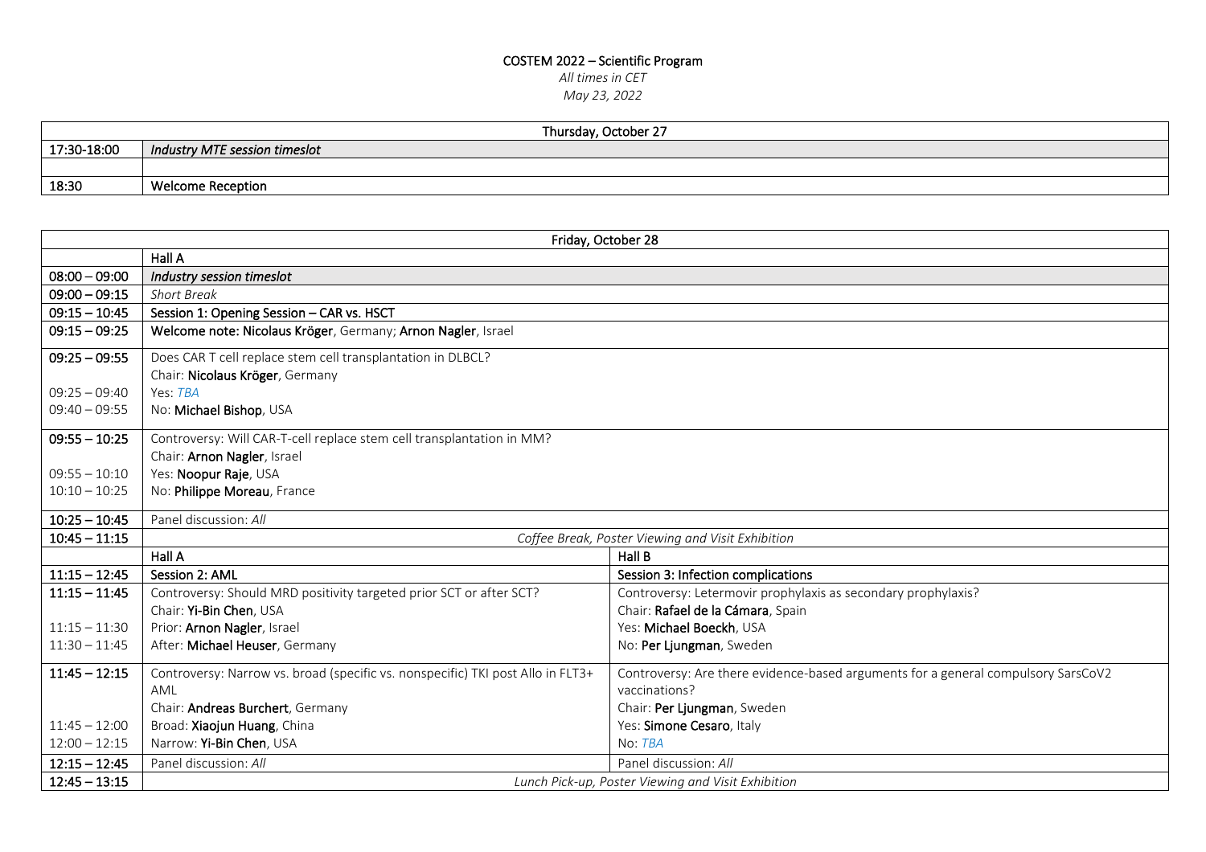# COSTEM 2022 – Scientific Program

*All times in CET*

*May 23, 2022*

| Thursday, October 27 | |
|---|---|
| 17:30-18:00 | *Industry MTE session timeslot* |
| | |
| 18:30 | Welcome Reception |

| Friday, October 28 | | |
|---|---|---|
| | Hall A | |
| 08:00 – 09:00 | *Industry session timeslot* | |
| 09:00 – 09:15 | *Short Break* | |
| 09:15 – 10:45 | Session 1: Opening Session – CAR vs. HSCT | |
| 09:15 – 09:25 | Welcome note: **Nicolaus Kröger**, Germany; **Arnon Nagler**, Israel | |
| 09:25 – 09:55 | Does CAR T cell replace stem cell transplantation in DLBCL?<br>Chair: **Nicolaus Kröger**, Germany | |
| 09:25 – 09:40 | Yes: *TBA* | |
| 09:40 – 09:55 | No: **Michael Bishop**, USA | |
| 09:55 – 10:25 | Controversy: Will CAR-T-cell replace stem cell transplantation in MM?<br>Chair: **Arnon Nagler**, Israel | |
| 09:55 – 10:10 | Yes: **Noopur Raje**, USA | |
| 10:10 – 10:25 | No: **Philippe Moreau**, France | |
| 10:25 – 10:45 | Panel discussion: *All* | |
| 10:45 – 11:15 | *Coffee Break, Poster Viewing and Visit Exhibition* | |
| | Hall A | Hall B |
| 11:15 – 12:45 | Session 2: AML | Session 3: Infection complications |
| 11:15 – 11:45 | Controversy: Should MRD positivity targeted prior SCT or after SCT?<br>Chair: **Yi-Bin Chen**, USA | Controversy: Letermovir prophylaxis as secondary prophylaxis?<br>Chair: **Rafael de la Cámara**, Spain |
| 11:15 – 11:30 | Prior: **Arnon Nagler**, Israel | Yes: **Michael Boeckh**, USA |
| 11:30 – 11:45 | After: **Michael Heuser**, Germany | No: **Per Ljungman**, Sweden |
| 11:45 – 12:15 | Controversy: Narrow vs. broad (specific vs. nonspecific) TKI post Allo in FLT3+ AML<br>Chair: **Andreas Burchert**, Germany | Controversy: Are there evidence-based arguments for a general compulsory SarsCoV2 vaccinations?<br>Chair: **Per Ljungman**, Sweden |
| 11:45 – 12:00 | Broad: **Xiaojun Huang**, China | Yes: **Simone Cesaro**, Italy |
| 12:00 – 12:15 | Narrow: **Yi-Bin Chen**, USA | No: *TBA* |
| 12:15 – 12:45 | Panel discussion: *All* | Panel discussion: *All* |
| 12:45 – 13:15 | *Lunch Pick-up, Poster Viewing and Visit Exhibition* | |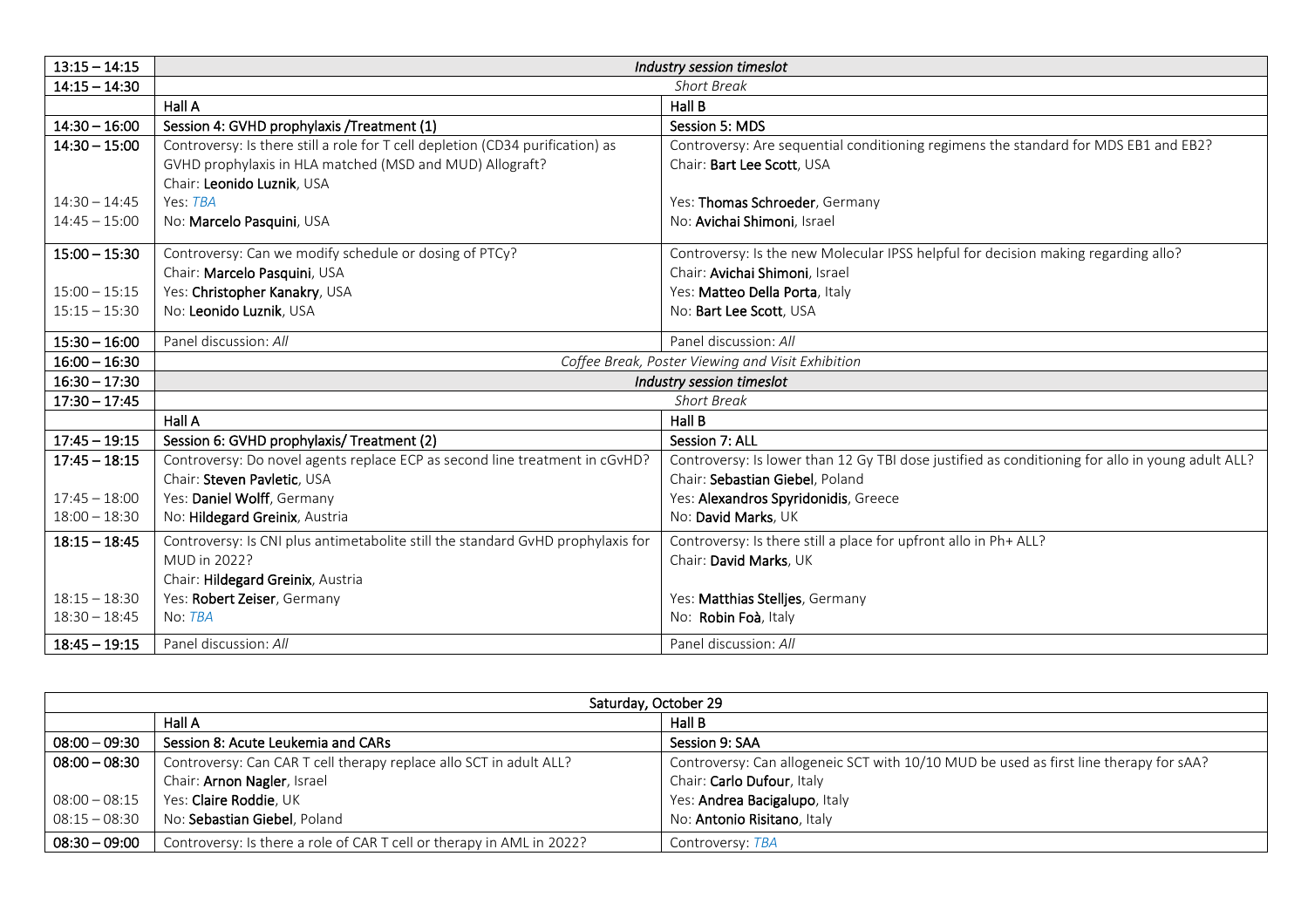| | Hall A | Hall B |
|---|---|---|
| 13:15 – 14:15 | *Industry session timeslot* | |
| 14:15 – 14:30 | *Short Break* | |
| | Hall A | Hall B |
| 14:30 – 16:00 | Session 4: GVHD prophylaxis /Treatment (1) | Session 5: MDS |
| 14:30 – 15:00 | Controversy: Is there still a role for T cell depletion (CD34 purification) as GVHD prophylaxis in HLA matched (MSD and MUD) Allograft? Chair: **Leonido Luznik**, USA | Controversy: Are sequential conditioning regimens the standard for MDS EB1 and EB2? Chair: **Bart Lee Scott**, USA |
| 14:30 – 14:45 | Yes: *TBA* | Yes: **Thomas Schroeder**, Germany |
| 14:45 – 15:00 | No: **Marcelo Pasquini**, USA | No: **Avichai Shimoni**, Israel |
| 15:00 – 15:30 | Controversy: Can we modify schedule or dosing of PTCy? Chair: **Marcelo Pasquini**, USA | Controversy: Is the new Molecular IPSS helpful for decision making regarding allo? Chair: **Avichai Shimoni**, Israel |
| 15:00 – 15:15 | Yes: **Christopher Kanakry**, USA | Yes: **Matteo Della Porta**, Italy |
| 15:15 – 15:30 | No: **Leonido Luznik**, USA | No: **Bart Lee Scott**, USA |
| 15:30 – 16:00 | Panel discussion: *All* | Panel discussion: *All* |
| 16:00 – 16:30 | *Coffee Break, Poster Viewing and Visit Exhibition* | |
| 16:30 – 17:30 | *Industry session timeslot* | |
| 17:30 – 17:45 | *Short Break* | |
| | Hall A | Hall B |
| 17:45 – 19:15 | Session 6: GVHD prophylaxis/ Treatment (2) | Session 7: ALL |
| 17:45 – 18:15 | Controversy: Do novel agents replace ECP as second line treatment in cGvHD? Chair: **Steven Pavletic**, USA | Controversy: Is lower than 12 Gy TBI dose justified as conditioning for allo in young adult ALL? Chair: **Sebastian Giebel**, Poland |
| 17:45 – 18:00 | Yes: **Daniel Wolff**, Germany | Yes: **Alexandros Spyridonidis**, Greece |
| 18:00 – 18:30 | No: **Hildegard Greinix**, Austria | No: **David Marks**, UK |
| 18:15 – 18:45 | Controversy: Is CNI plus antimetabolite still the standard GvHD prophylaxis for MUD in 2022? Chair: **Hildegard Greinix**, Austria | Controversy: Is there still a place for upfront allo in Ph+ ALL? Chair: **David Marks**, UK |
| 18:15 – 18:30 | Yes: **Robert Zeiser**, Germany | Yes: **Matthias Stelljes**, Germany |
| 18:30 – 18:45 | No: *TBA* | No: **Robin Foà**, Italy |
| 18:45 – 19:15 | Panel discussion: *All* | Panel discussion: *All* |

| Saturday, October 29 | | |
|---|---|---|
| | Hall A | Hall B |
| 08:00 – 09:30 | Session 8: Acute Leukemia and CARs | Session 9: SAA |
| 08:00 – 08:30 | Controversy: Can CAR T cell therapy replace allo SCT in adult ALL? Chair: **Arnon Nagler**, Israel | Controversy: Can allogeneic SCT with 10/10 MUD be used as first line therapy for sAA? Chair: **Carlo Dufour**, Italy |
| 08:00 – 08:15 | Yes: **Claire Roddie**, UK | Yes: **Andrea Bacigalupo**, Italy |
| 08:15 – 08:30 | No: **Sebastian Giebel**, Poland | No: **Antonio Risitano**, Italy |
| 08:30 – 09:00 | Controversy: Is there a role of CAR T cell or therapy in AML in 2022? | Controversy: *TBA* |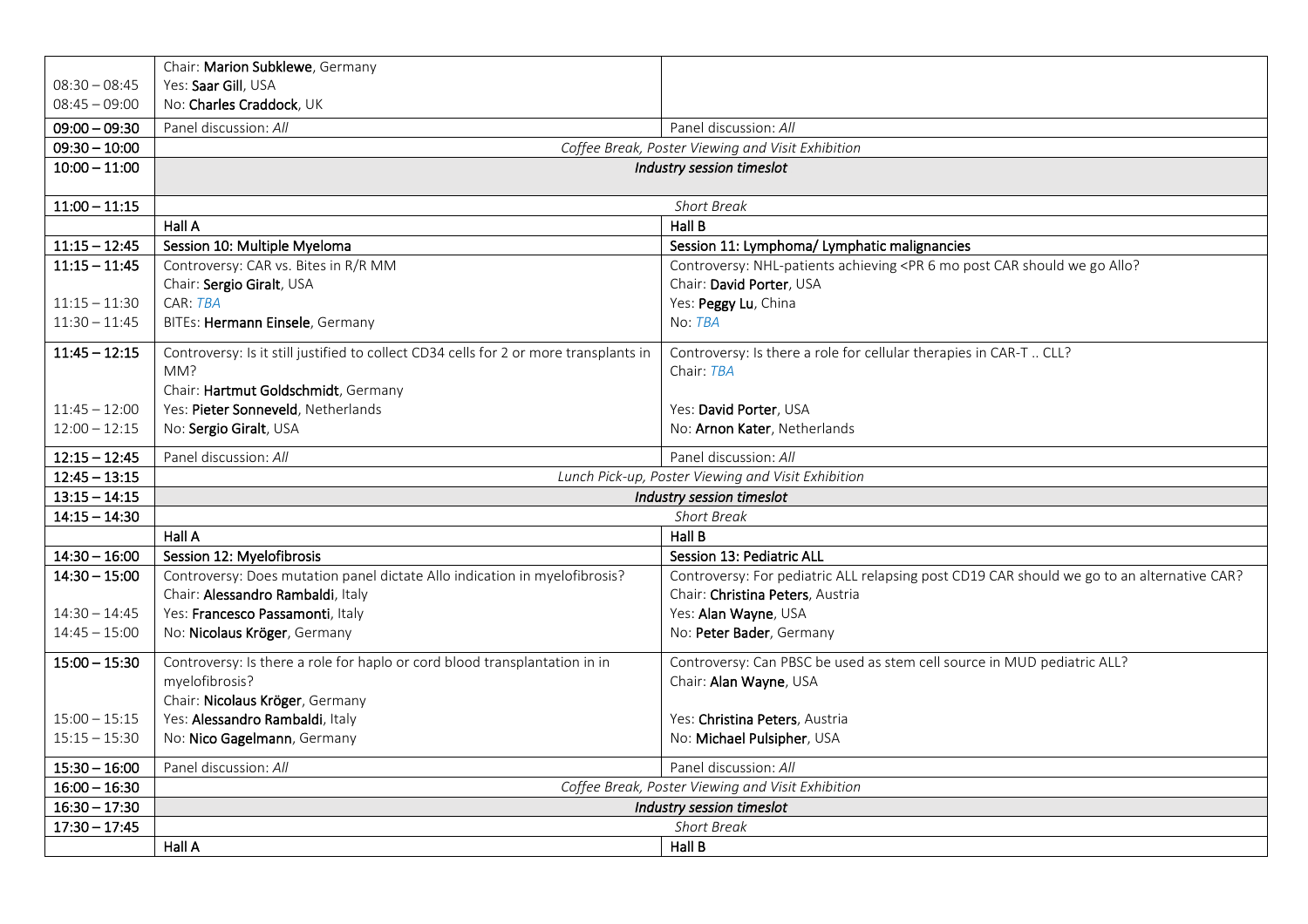| | | |
|---|---|---|
| 08:30 – 08:45<br>08:45 – 09:00 | Chair: **Marion Subklewe**, Germany<br>Yes: **Saar Gill**, USA<br>No: **Charles Craddock**, UK | |
| **09:00 – 09:30** | Panel discussion: *All* | Panel discussion: *All* |
| **09:30 – 10:00** | *Coffee Break, Poster Viewing and Visit Exhibition* | |
| **10:00 – 11:00** | ***Industry session timeslot*** | |
| **11:00 – 11:15** | *Short Break* | |
| | **Hall A** | **Hall B** |
| **11:15 – 12:45** | **Session 10: Multiple Myeloma** | **Session 11: Lymphoma/ Lymphatic malignancies** |
| **11:15 – 11:45**<br><br>11:15 – 11:30<br>11:30 – 11:45 | Controversy: CAR vs. Bites in R/R MM<br>Chair: **Sergio Giralt**, USA<br>CAR: *TBA*<br>BITEs: **Hermann Einsele**, Germany | Controversy: NHL-patients achieving <PR 6 mo post CAR should we go Allo?<br>Chair: **David Porter**, USA<br>Yes: **Peggy Lu**, China<br>No: *TBA* |
| **11:45 – 12:15**<br><br><br>11:45 – 12:00<br>12:00 – 12:15 | Controversy: Is it still justified to collect CD34 cells for 2 or more transplants in MM?<br>Chair: **Hartmut Goldschmidt**, Germany<br>Yes: **Pieter Sonneveld**, Netherlands<br>No: **Sergio Giralt**, USA | Controversy: Is there a role for cellular therapies in CAR-T .. CLL?<br>Chair: *TBA*<br><br>Yes: **David Porter**, USA<br>No: **Arnon Kater**, Netherlands |
| **12:15 – 12:45** | Panel discussion: *All* | Panel discussion: *All* |
| **12:45 – 13:15** | *Lunch Pick-up, Poster Viewing and Visit Exhibition* | |
| **13:15 – 14:15** | ***Industry session timeslot*** | |
| **14:15 – 14:30** | *Short Break* | |
| | **Hall A** | **Hall B** |
| **14:30 – 16:00** | **Session 12: Myelofibrosis** | **Session 13: Pediatric ALL** |
| **14:30 – 15:00**<br><br>14:30 – 14:45<br>14:45 – 15:00 | Controversy: Does mutation panel dictate Allo indication in myelofibrosis?<br>Chair: **Alessandro Rambaldi**, Italy<br>Yes: **Francesco Passamonti**, Italy<br>No: **Nicolaus Kröger**, Germany | Controversy: For pediatric ALL relapsing post CD19 CAR should we go to an alternative CAR?<br>Chair: **Christina Peters**, Austria<br>Yes: **Alan Wayne**, USA<br>No: **Peter Bader**, Germany |
| **15:00 – 15:30**<br><br><br>15:00 – 15:15<br>15:15 – 15:30 | Controversy: Is there a role for haplo or cord blood transplantation in in myelofibrosis?<br>Chair: **Nicolaus Kröger**, Germany<br>Yes: **Alessandro Rambaldi**, Italy<br>No: **Nico Gagelmann**, Germany | Controversy: Can PBSC be used as stem cell source in MUD pediatric ALL?<br>Chair: **Alan Wayne**, USA<br><br>Yes: **Christina Peters**, Austria<br>No: **Michael Pulsipher**, USA |
| **15:30 – 16:00** | Panel discussion: *All* | Panel discussion: *All* |
| **16:00 – 16:30** | *Coffee Break, Poster Viewing and Visit Exhibition* | |
| **16:30 – 17:30** | ***Industry session timeslot*** | |
| **17:30 – 17:45** | *Short Break* | |
| | **Hall A** | **Hall B** |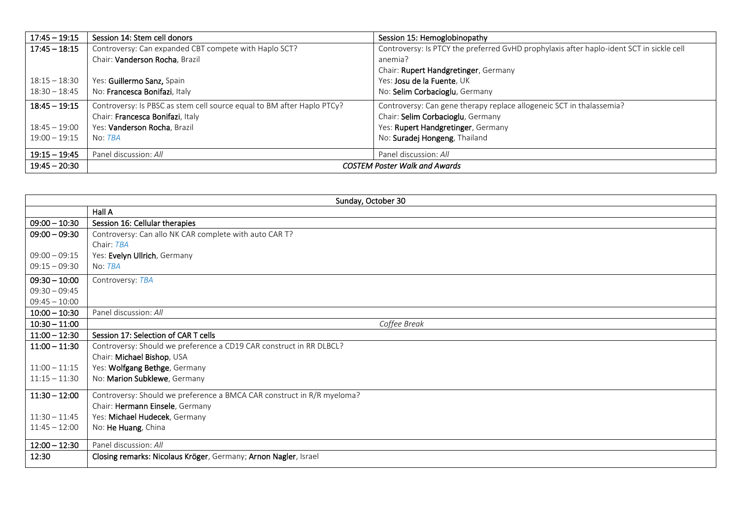| | | |
|---|---|---|
| **17:45 – 19:15** | Session 14: Stem cell donors | Session 15: Hemoglobinopathy |
| **17:45 – 18:15** | Controversy: Can expanded CBT compete with Haplo SCT?<br>Chair: **Vanderson Rocha**, Brazil | Controversy: Is PTCY the preferred GvHD prophylaxis after haplo-ident SCT in sickle cell anemia?<br>Chair: **Rupert Handgretinger**, Germany |
| 18:15 – 18:30 | Yes: **Guillermo Sanz,** Spain | Yes: **Josu de la Fuente**, UK |
| 18:30 – 18:45 | No: **Francesca Bonifazi**, Italy | No: **Selim Corbacioglu**, Germany |
| **18:45 – 19:15** | Controversy: Is PBSC as stem cell source equal to BM after Haplo PTCy?<br>Chair: **Francesca Bonifazi**, Italy | Controversy: Can gene therapy replace allogeneic SCT in thalassemia?<br>Chair: **Selim Corbacioglu**, Germany |
| 18:45 – 19:00 | Yes: **Vanderson Rocha**, Brazil | Yes: **Rupert Handgretinger**, Germany |
| 19:00 – 19:15 | No: *TBA* | No: **Suradej Hongeng**, Thailand |
| **19:15 – 19:45** | Panel discussion: *All* | Panel discussion: *All* |
| **19:45 – 20:30** | *COSTEM Poster Walk and Awards* | |

| Sunday, October 30 | |
|---|---|
| | **Hall A** |
| **09:00 – 10:30** | **Session 16: Cellular therapies** |
| **09:00 – 09:30** | Controversy: Can allo NK CAR complete with auto CAR T?<br>Chair: *TBA* |
| 09:00 – 09:15 | Yes: **Evelyn Ullrich**, Germany |
| 09:15 – 09:30 | No: *TBA* |
| **09:30 – 10:00** | Controversy: *TBA* |
| 09:30 – 09:45 | |
| 09:45 – 10:00 | |
| **10:00 – 10:30** | Panel discussion: *All* |
| **10:30 – 11:00** | *Coffee Break* |
| **11:00 – 12:30** | **Session 17: Selection of CAR T cells** |
| **11:00 – 11:30** | Controversy: Should we preference a CD19 CAR construct in RR DLBCL?<br>Chair: **Michael Bishop**, USA |
| 11:00 – 11:15 | Yes: **Wolfgang Bethge**, Germany |
| 11:15 – 11:30 | No: **Marion Subklewe**, Germany |
| **11:30 – 12:00** | Controversy: Should we preference a BMCA CAR construct in R/R myeloma?<br>Chair: **Hermann Einsele**, Germany |
| 11:30 – 11:45 | Yes: **Michael Hudecek**, Germany |
| 11:45 – 12:00 | No: **He Huang**, China |
| **12:00 – 12:30** | Panel discussion: *All* |
| **12:30** | **Closing remarks: Nicolaus Kröger**, Germany; **Arnon Nagler**, Israel |